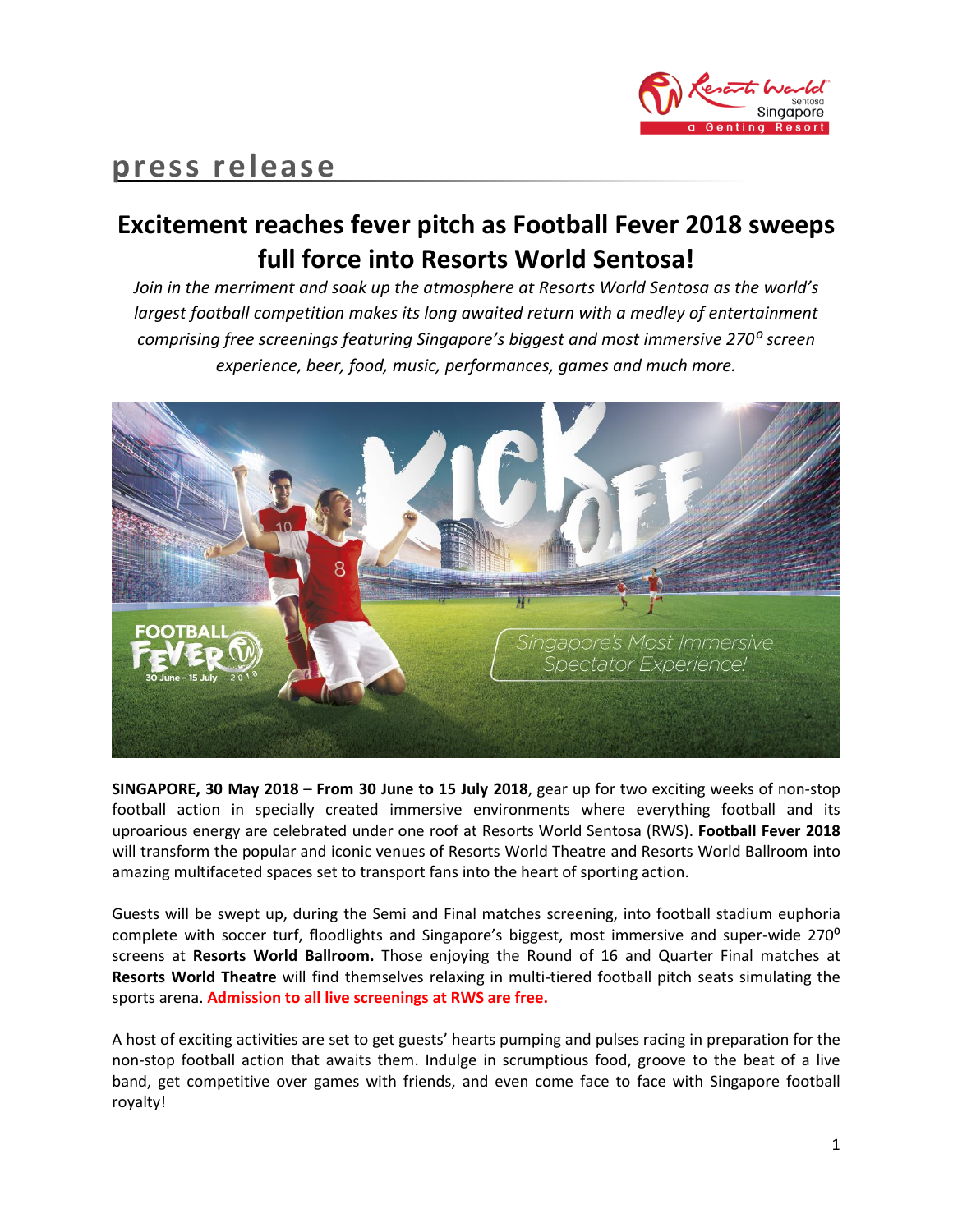press release

# Excitement reaches fever pitch as Football Fever 2018 sweeps full force into Resorts World Sentosa!

*Join in the merriment and soak up the atmosphere at Resorts World Sentosa as the world's largest football competition makes its long awaited return with a medley of entertainment comprising free screenings featuring Singapore's biggest and most immersive 270$^o$ screen experience, beer, food, music, performances, games and much more.*

**SINGAPORE, 30 May 2018** – **From 30 June to 15 July 2018**, gear up for two exciting weeks of non-stop football action in specially created immersive environments where everything football and its uproarious energy are celebrated under one roof at Resorts World Sentosa (RWS). **Football Fever 2018** will transform the popular and iconic venues of Resorts World Theatre and Resorts World Ballroom into amazing multifaceted spaces set to transport fans into the heart of sporting action.

Guests will be swept up, during the Semi and Final matches screening, into football stadium euphoria complete with soccer turf, floodlights and Singapore's biggest, most immersive and super-wide 270$^o$ screens at **Resorts World Ballroom.** Those enjoying the Round of 16 and Quarter Final matches at **Resorts World Theatre** will find themselves relaxing in multi-tiered football pitch seats simulating the sports arena. **Admission to all live screenings at RWS are free.**

A host of exciting activities are set to get guests' hearts pumping and pulses racing in preparation for the non-stop football action that awaits them. Indulge in scrumptious food, groove to the beat of a live band, get competitive over games with friends, and even come face to face with Singapore football royalty!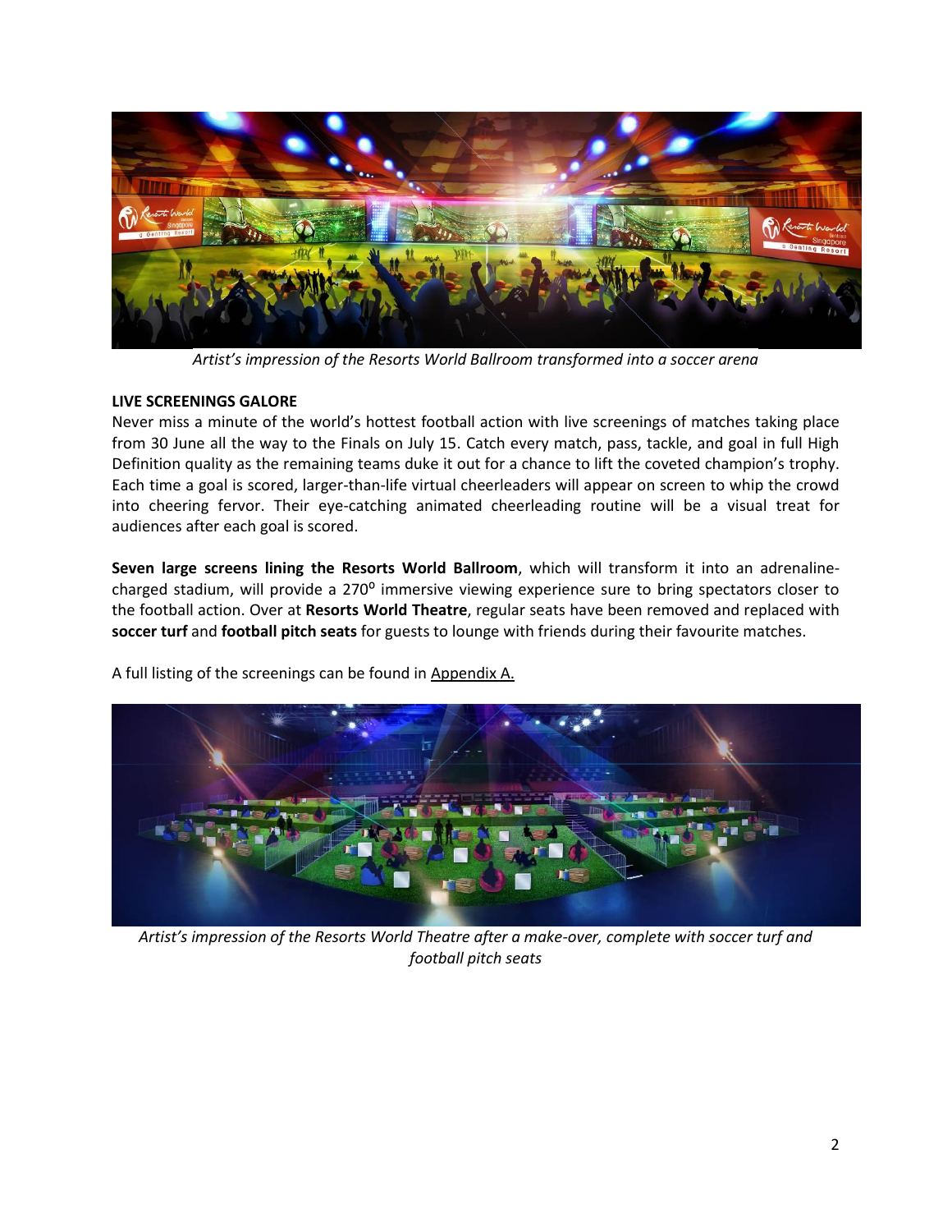*Artist's impression of the Resorts World Ballroom transformed into a soccer arena*

**LIVE SCREENINGS GALORE**

Never miss a minute of the world's hottest football action with live screenings of matches taking place from 30 June all the way to the Finals on July 15. Catch every match, pass, tackle, and goal in full High Definition quality as the remaining teams duke it out for a chance to lift the coveted champion's trophy. Each time a goal is scored, larger-than-life virtual cheerleaders will appear on screen to whip the crowd into cheering fervor. Their eye-catching animated cheerleading routine will be a visual treat for audiences after each goal is scored.

**Seven large screens lining the Resorts World Ballroom**, which will transform it into an adrenaline-charged stadium, will provide a 270º immersive viewing experience sure to bring spectators closer to the football action. Over at **Resorts World Theatre**, regular seats have been removed and replaced with **soccer turf** and **football pitch seats** for guests to lounge with friends during their favourite matches.

A full listing of the screenings can be found in Appendix A.

*Artist's impression of the Resorts World Theatre after a make-over, complete with soccer turf and football pitch seats*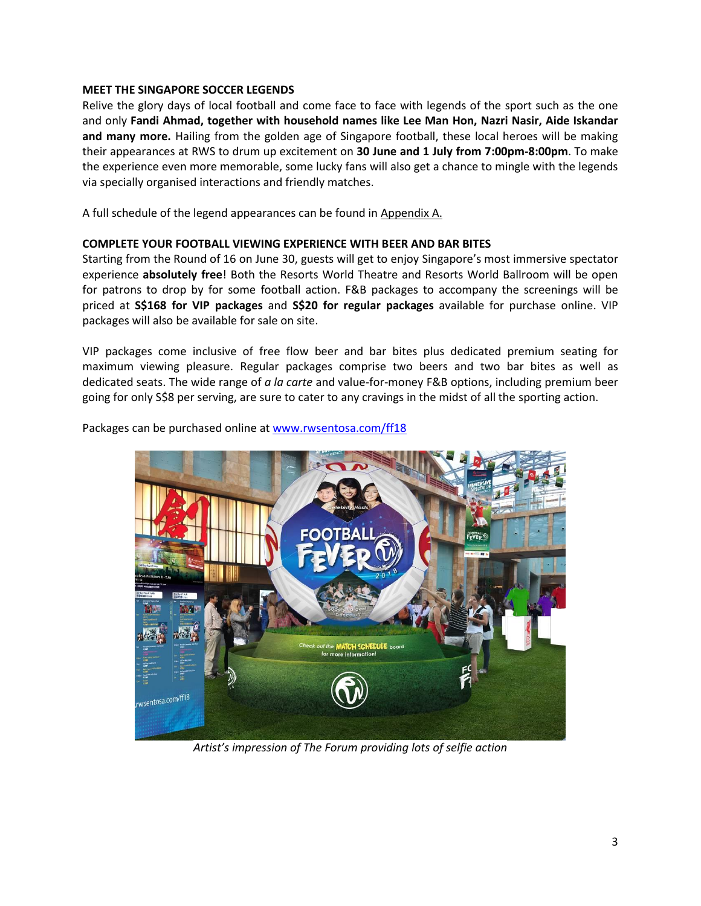**MEET THE SINGAPORE SOCCER LEGENDS**

Relive the glory days of local football and come face to face with legends of the sport such as the one and only **Fandi Ahmad, together with household names like Lee Man Hon, Nazri Nasir, Aide Iskandar and many more.** Hailing from the golden age of Singapore football, these local heroes will be making their appearances at RWS to drum up excitement on **30 June and 1 July from 7:00pm-8:00pm**. To make the experience even more memorable, some lucky fans will also get a chance to mingle with the legends via specially organised interactions and friendly matches.

A full schedule of the legend appearances can be found in Appendix A.

**COMPLETE YOUR FOOTBALL VIEWING EXPERIENCE WITH BEER AND BAR BITES**

Starting from the Round of 16 on June 30, guests will get to enjoy Singapore's most immersive spectator experience **absolutely free**! Both the Resorts World Theatre and Resorts World Ballroom will be open for patrons to drop by for some football action. F&B packages to accompany the screenings will be priced at **S$168 for VIP packages** and **S$20 for regular packages** available for purchase online. VIP packages will also be available for sale on site.

VIP packages come inclusive of free flow beer and bar bites plus dedicated premium seating for maximum viewing pleasure. Regular packages comprise two beers and two bar bites as well as dedicated seats. The wide range of *a la carte* and value-for-money F&B options, including premium beer going for only S$8 per serving, are sure to cater to any cravings in the midst of all the sporting action.

Packages can be purchased online at www.rwsentosa.com/ff18

*Artist's impression of The Forum providing lots of selfie action*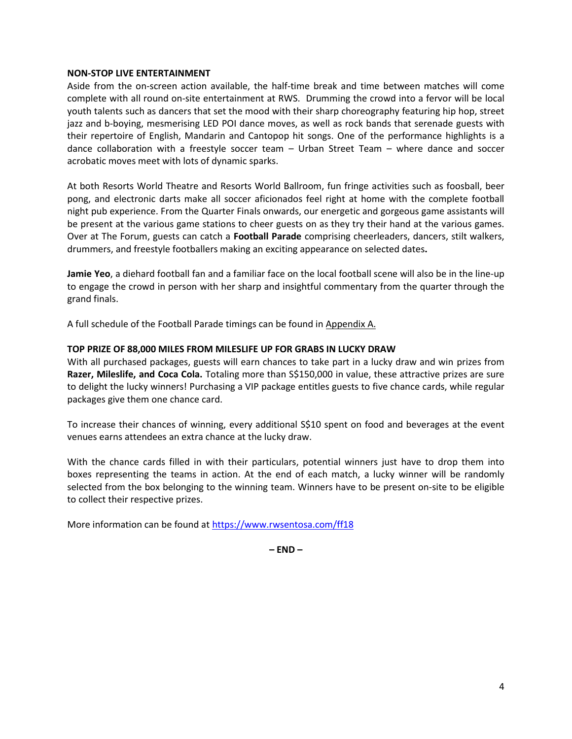**NON-STOP LIVE ENTERTAINMENT**

Aside from the on-screen action available, the half-time break and time between matches will come complete with all round on-site entertainment at RWS. Drumming the crowd into a fervor will be local youth talents such as dancers that set the mood with their sharp choreography featuring hip hop, street jazz and b-boying, mesmerising LED POI dance moves, as well as rock bands that serenade guests with their repertoire of English, Mandarin and Cantopop hit songs. One of the performance highlights is a dance collaboration with a freestyle soccer team – Urban Street Team – where dance and soccer acrobatic moves meet with lots of dynamic sparks.

At both Resorts World Theatre and Resorts World Ballroom, fun fringe activities such as foosball, beer pong, and electronic darts make all soccer aficionados feel right at home with the complete football night pub experience. From the Quarter Finals onwards, our energetic and gorgeous game assistants will be present at the various game stations to cheer guests on as they try their hand at the various games. Over at The Forum, guests can catch a **Football Parade** comprising cheerleaders, dancers, stilt walkers, drummers, and freestyle footballers making an exciting appearance on selected dates**.**

**Jamie Yeo**, a diehard football fan and a familiar face on the local football scene will also be in the line-up to engage the crowd in person with her sharp and insightful commentary from the quarter through the grand finals.

A full schedule of the Football Parade timings can be found in Appendix A.

**TOP PRIZE OF 88,000 MILES FROM MILESLIFE UP FOR GRABS IN LUCKY DRAW**

With all purchased packages, guests will earn chances to take part in a lucky draw and win prizes from **Razer, Mileslife, and Coca Cola.** Totaling more than S$150,000 in value, these attractive prizes are sure to delight the lucky winners! Purchasing a VIP package entitles guests to five chance cards, while regular packages give them one chance card.

To increase their chances of winning, every additional S$10 spent on food and beverages at the event venues earns attendees an extra chance at the lucky draw.

With the chance cards filled in with their particulars, potential winners just have to drop them into boxes representing the teams in action. At the end of each match, a lucky winner will be randomly selected from the box belonging to the winning team. Winners have to be present on-site to be eligible to collect their respective prizes.

More information can be found at https://www.rwsentosa.com/ff18

**– END –**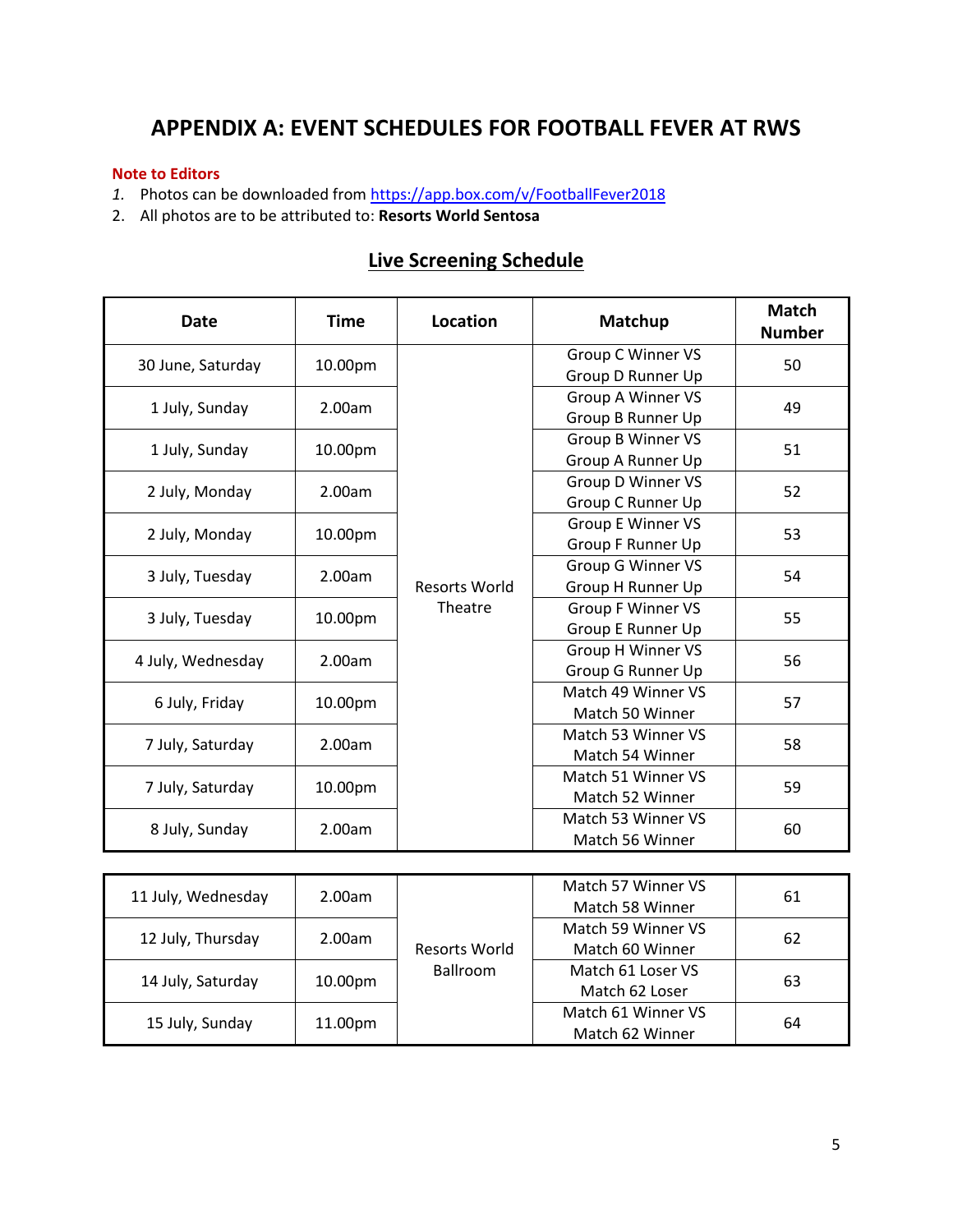# APPENDIX A: EVENT SCHEDULES FOR FOOTBALL FEVER AT RWS

**Note to Editors**

1. Photos can be downloaded from https://app.box.com/v/FootballFever2018
2. All photos are to be attributed to: **Resorts World Sentosa**

## Live Screening Schedule

| Date | Time | Location | Matchup | Match Number |
|---|---|---|---|---|
| 30 June, Saturday | 10.00pm | Resorts World Theatre | Group C Winner VS Group D Runner Up | 50 |
| 1 July, Sunday | 2.00am | | Group A Winner VS Group B Runner Up | 49 |
| 1 July, Sunday | 10.00pm | | Group B Winner VS Group A Runner Up | 51 |
| 2 July, Monday | 2.00am | | Group D Winner VS Group C Runner Up | 52 |
| 2 July, Monday | 10.00pm | | Group E Winner VS Group F Runner Up | 53 |
| 3 July, Tuesday | 2.00am | | Group G Winner VS Group H Runner Up | 54 |
| 3 July, Tuesday | 10.00pm | | Group F Winner VS Group E Runner Up | 55 |
| 4 July, Wednesday | 2.00am | | Group H Winner VS Group G Runner Up | 56 |
| 6 July, Friday | 10.00pm | | Match 49 Winner VS Match 50 Winner | 57 |
| 7 July, Saturday | 2.00am | | Match 53 Winner VS Match 54 Winner | 58 |
| 7 July, Saturday | 10.00pm | | Match 51 Winner VS Match 52 Winner | 59 |
| 8 July, Sunday | 2.00am | | Match 53 Winner VS Match 56 Winner | 60 |
| 11 July, Wednesday | 2.00am | Resorts World Ballroom | Match 57 Winner VS Match 58 Winner | 61 |
| 12 July, Thursday | 2.00am | | Match 59 Winner VS Match 60 Winner | 62 |
| 14 July, Saturday | 10.00pm | | Match 61 Loser VS Match 62 Loser | 63 |
| 15 July, Sunday | 11.00pm | | Match 61 Winner VS Match 62 Winner | 64 |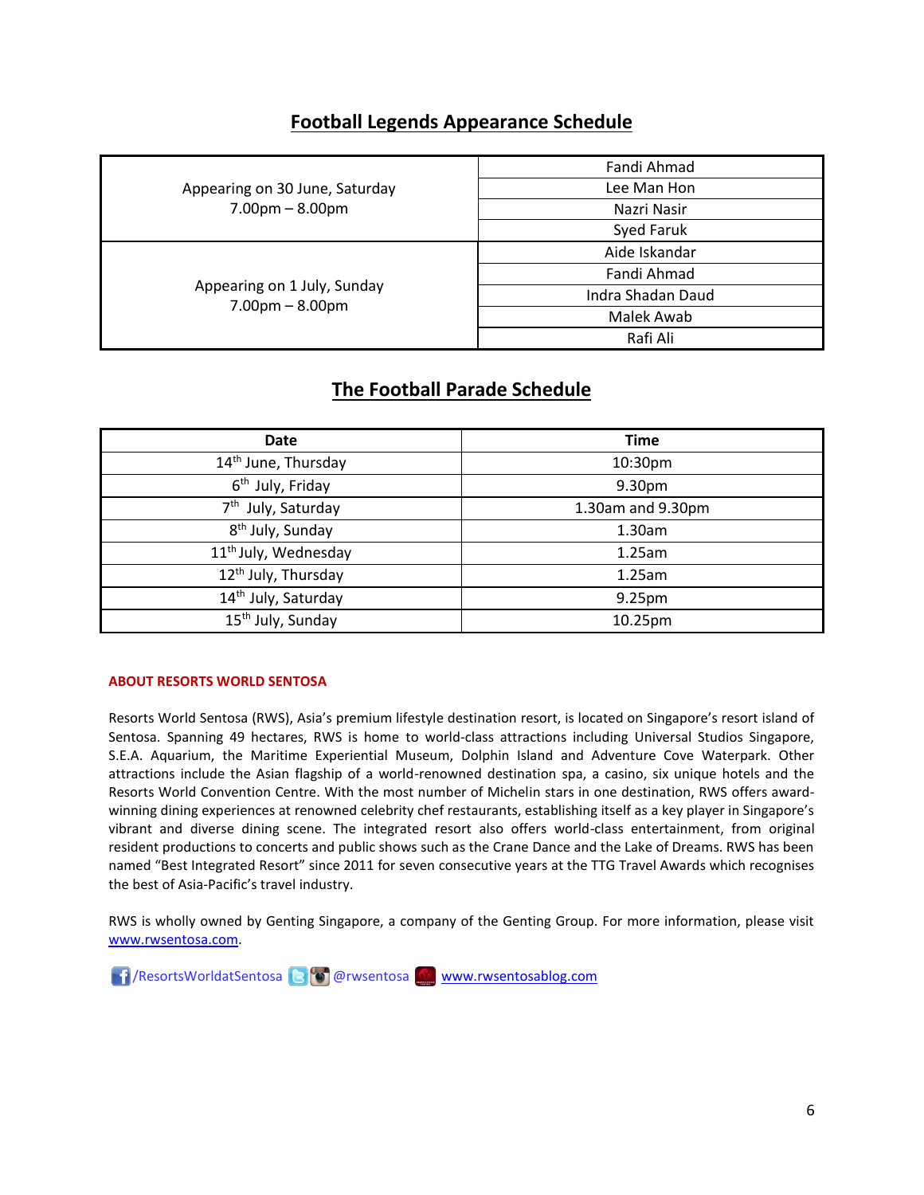## Football Legends Appearance Schedule

| | |
|---|---|
| Appearing on 30 June, Saturday 7.00pm – 8.00pm | Fandi Ahmad |
| | Lee Man Hon |
| | Nazri Nasir |
| | Syed Faruk |
| Appearing on 1 July, Sunday 7.00pm – 8.00pm | Aide Iskandar |
| | Fandi Ahmad |
| | Indra Shadan Daud |
| | Malek Awab |
| | Rafi Ali |

## The Football Parade Schedule

| Date | Time |
|---|---|
| 14th June, Thursday | 10:30pm |
| 6th July, Friday | 9.30pm |
| 7th July, Saturday | 1.30am and 9.30pm |
| 8th July, Sunday | 1.30am |
| 11th July, Wednesday | 1.25am |
| 12th July, Thursday | 1.25am |
| 14th July, Saturday | 9.25pm |
| 15th July, Sunday | 10.25pm |

**ABOUT RESORTS WORLD SENTOSA**

Resorts World Sentosa (RWS), Asia's premium lifestyle destination resort, is located on Singapore's resort island of Sentosa. Spanning 49 hectares, RWS is home to world-class attractions including Universal Studios Singapore, S.E.A. Aquarium, the Maritime Experiential Museum, Dolphin Island and Adventure Cove Waterpark. Other attractions include the Asian flagship of a world-renowned destination spa, a casino, six unique hotels and the Resorts World Convention Centre. With the most number of Michelin stars in one destination, RWS offers award-winning dining experiences at renowned celebrity chef restaurants, establishing itself as a key player in Singapore's vibrant and diverse dining scene. The integrated resort also offers world-class entertainment, from original resident productions to concerts and public shows such as the Crane Dance and the Lake of Dreams. RWS has been named "Best Integrated Resort" since 2011 for seven consecutive years at the TTG Travel Awards which recognises the best of Asia-Pacific's travel industry.

RWS is wholly owned by Genting Singapore, a company of the Genting Group. For more information, please visit www.rwsentosa.com.

/ResortsWorldatSentosa @rwsentosa www.rwsentosablog.com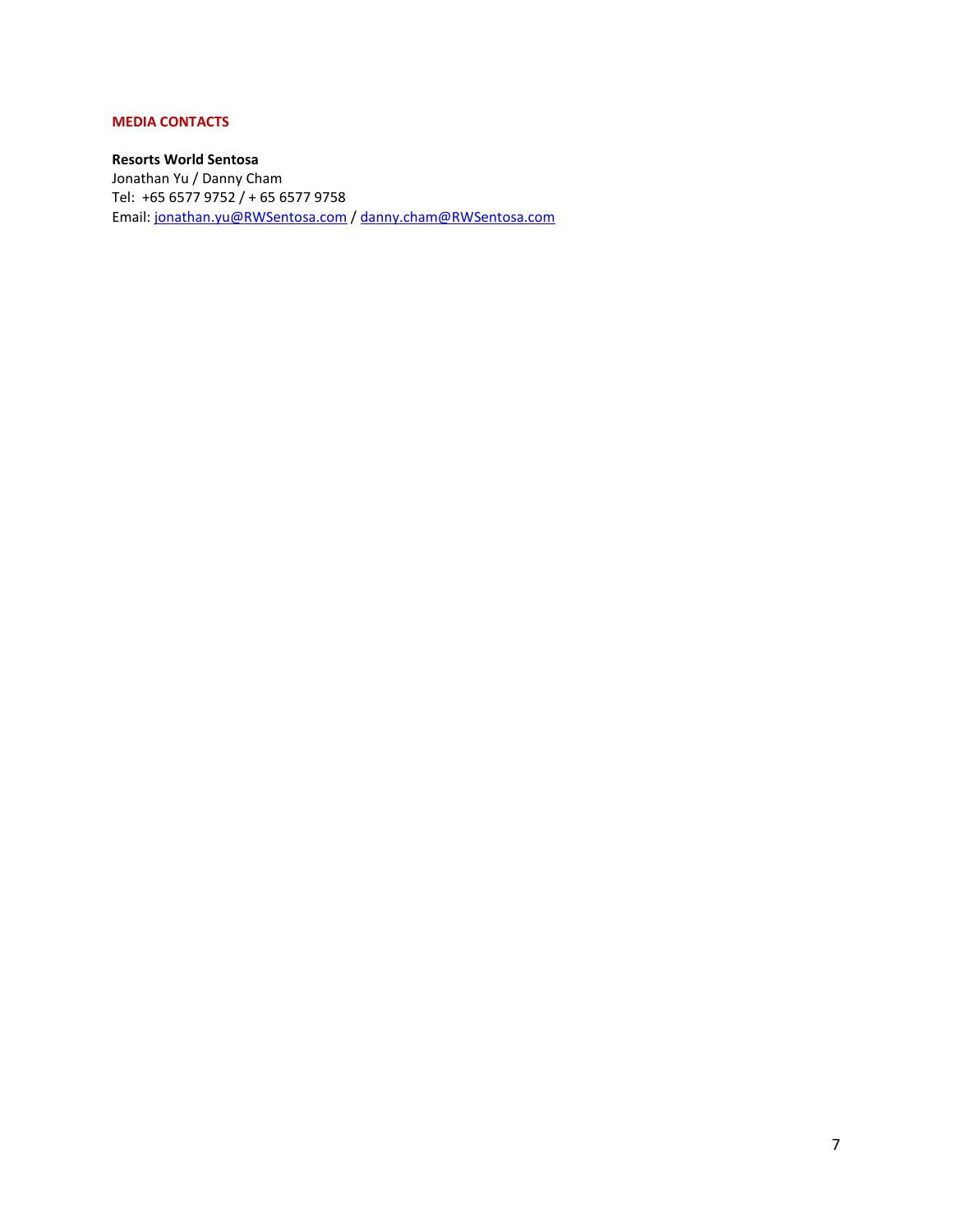**MEDIA CONTACTS**

**Resorts World Sentosa**
Jonathan Yu / Danny Cham
Tel: +65 6577 9752 / + 65 6577 9758
Email: jonathan.yu@RWSentosa.com / danny.cham@RWSentosa.com